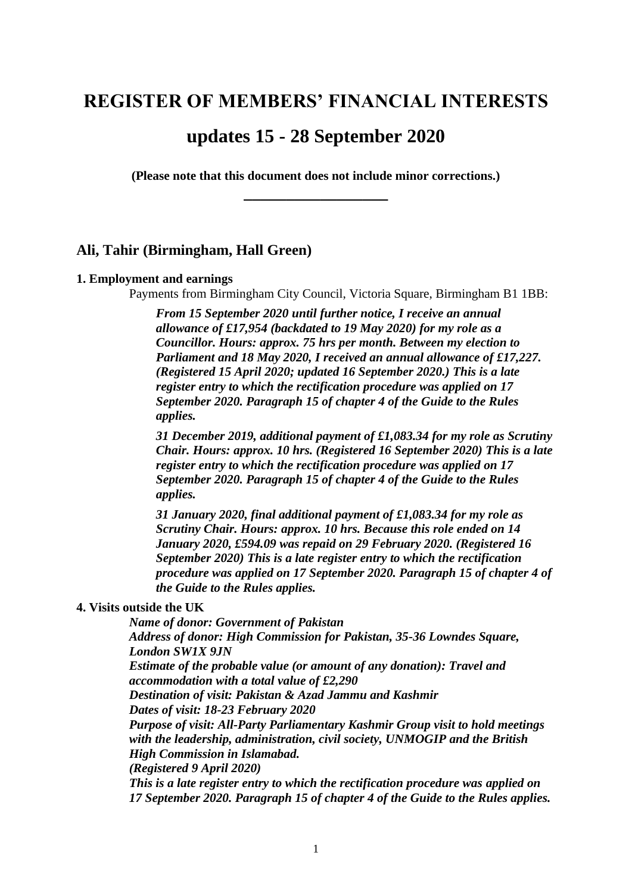# REGISTER OF MEMBERS' FINANCIAL INTERESTS

# updates 15 - 28 September 2020

**(Please note that this document does not include minor corrections.)**

---

## Ali, Tahir (Birmingham, Hall Green)

**1. Employment and earnings**

Payments from Birmingham City Council, Victoria Square, Birmingham B1 1BB:

***From 15 September 2020 until further notice, I receive an annual allowance of £17,954 (backdated to 19 May 2020) for my role as a Councillor. Hours: approx. 75 hrs per month. Between my election to Parliament and 18 May 2020, I received an annual allowance of £17,227. (Registered 15 April 2020; updated 16 September 2020.) This is a late register entry to which the rectification procedure was applied on 17 September 2020. Paragraph 15 of chapter 4 of the Guide to the Rules applies.***

***31 December 2019, additional payment of £1,083.34 for my role as Scrutiny Chair. Hours: approx. 10 hrs. (Registered 16 September 2020) This is a late register entry to which the rectification procedure was applied on 17 September 2020. Paragraph 15 of chapter 4 of the Guide to the Rules applies.***

***31 January 2020, final additional payment of £1,083.34 for my role as Scrutiny Chair. Hours: approx. 10 hrs. Because this role ended on 14 January 2020, £594.09 was repaid on 29 February 2020. (Registered 16 September 2020) This is a late register entry to which the rectification procedure was applied on 17 September 2020. Paragraph 15 of chapter 4 of the Guide to the Rules applies.***

**4. Visits outside the UK**

***Name of donor: Government of Pakistan***
***Address of donor: High Commission for Pakistan, 35-36 Lowndes Square, London SW1X 9JN***
***Estimate of the probable value (or amount of any donation): Travel and accommodation with a total value of £2,290***
***Destination of visit: Pakistan & Azad Jammu and Kashmir***
***Dates of visit: 18-23 February 2020***
***Purpose of visit: All-Party Parliamentary Kashmir Group visit to hold meetings with the leadership, administration, civil society, UNMOGIP and the British High Commission in Islamabad.***
***(Registered 9 April 2020)***
***This is a late register entry to which the rectification procedure was applied on 17 September 2020. Paragraph 15 of chapter 4 of the Guide to the Rules applies.***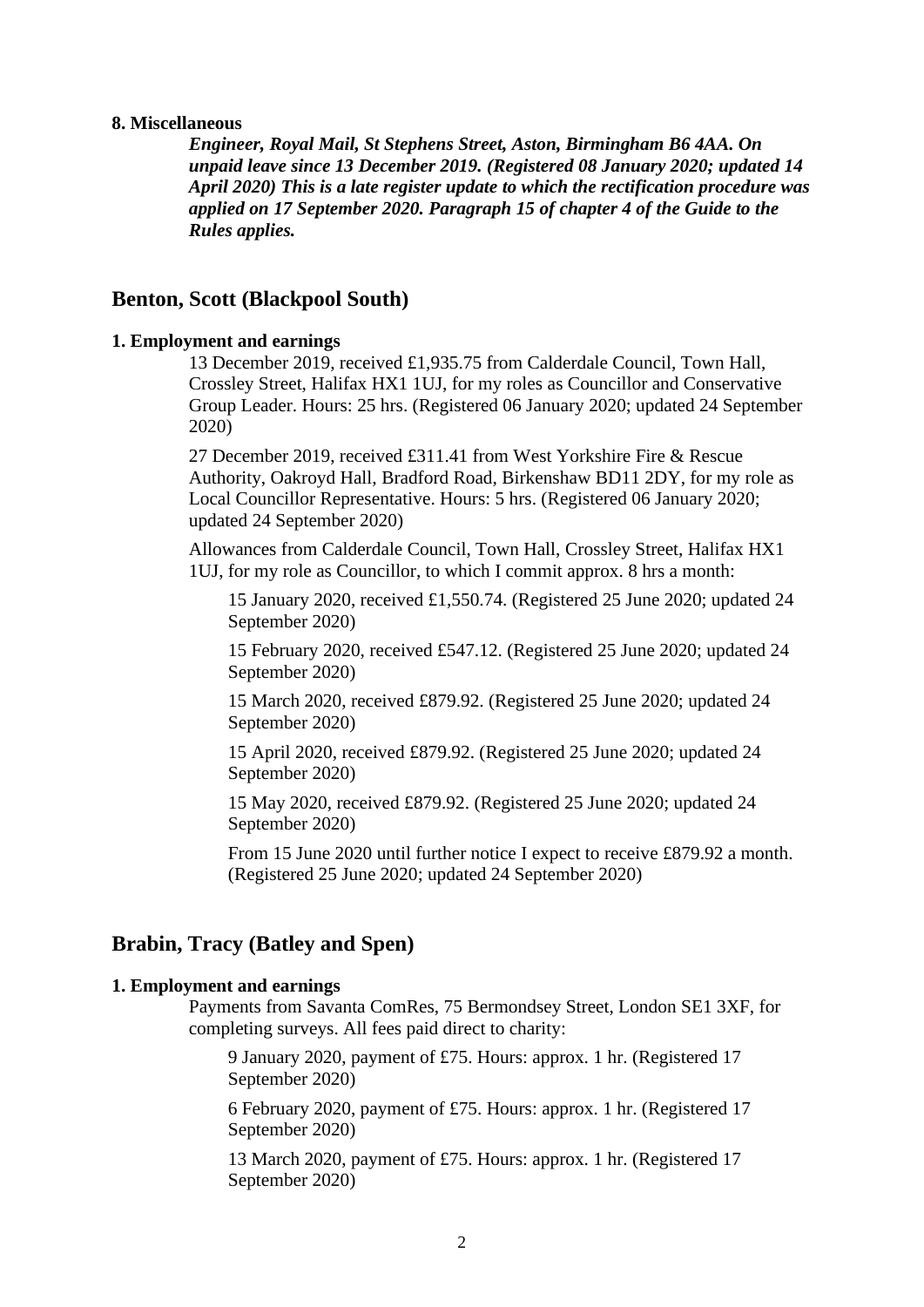**8. Miscellaneous**

***Engineer, Royal Mail, St Stephens Street, Aston, Birmingham B6 4AA. On unpaid leave since 13 December 2019. (Registered 08 January 2020; updated 14 April 2020) This is a late register update to which the rectification procedure was applied on 17 September 2020. Paragraph 15 of chapter 4 of the Guide to the Rules applies.***

## Benton, Scott (Blackpool South)

**1. Employment and earnings**

13 December 2019, received £1,935.75 from Calderdale Council, Town Hall, Crossley Street, Halifax HX1 1UJ, for my roles as Councillor and Conservative Group Leader. Hours: 25 hrs. (Registered 06 January 2020; updated 24 September 2020)

27 December 2019, received £311.41 from West Yorkshire Fire & Rescue Authority, Oakroyd Hall, Bradford Road, Birkenshaw BD11 2DY, for my role as Local Councillor Representative. Hours: 5 hrs. (Registered 06 January 2020; updated 24 September 2020)

Allowances from Calderdale Council, Town Hall, Crossley Street, Halifax HX1 1UJ, for my role as Councillor, to which I commit approx. 8 hrs a month:

15 January 2020, received £1,550.74. (Registered 25 June 2020; updated 24 September 2020)

15 February 2020, received £547.12. (Registered 25 June 2020; updated 24 September 2020)

15 March 2020, received £879.92. (Registered 25 June 2020; updated 24 September 2020)

15 April 2020, received £879.92. (Registered 25 June 2020; updated 24 September 2020)

15 May 2020, received £879.92. (Registered 25 June 2020; updated 24 September 2020)

From 15 June 2020 until further notice I expect to receive £879.92 a month. (Registered 25 June 2020; updated 24 September 2020)

## Brabin, Tracy (Batley and Spen)

**1. Employment and earnings**

Payments from Savanta ComRes, 75 Bermondsey Street, London SE1 3XF, for completing surveys. All fees paid direct to charity:

9 January 2020, payment of £75. Hours: approx. 1 hr. (Registered 17 September 2020)

6 February 2020, payment of £75. Hours: approx. 1 hr. (Registered 17 September 2020)

13 March 2020, payment of £75. Hours: approx. 1 hr. (Registered 17 September 2020)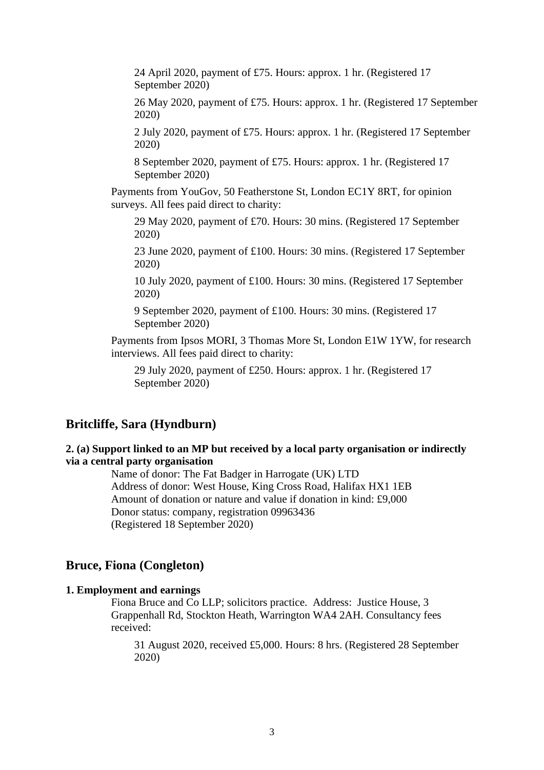24 April 2020, payment of £75. Hours: approx. 1 hr. (Registered 17 September 2020)

26 May 2020, payment of £75. Hours: approx. 1 hr. (Registered 17 September 2020)

2 July 2020, payment of £75. Hours: approx. 1 hr. (Registered 17 September 2020)

8 September 2020, payment of £75. Hours: approx. 1 hr. (Registered 17 September 2020)

Payments from YouGov, 50 Featherstone St, London EC1Y 8RT, for opinion surveys. All fees paid direct to charity:

29 May 2020, payment of £70. Hours: 30 mins. (Registered 17 September 2020)

23 June 2020, payment of £100. Hours: 30 mins. (Registered 17 September 2020)

10 July 2020, payment of £100. Hours: 30 mins. (Registered 17 September 2020)

9 September 2020, payment of £100. Hours: 30 mins. (Registered 17 September 2020)

Payments from Ipsos MORI, 3 Thomas More St, London E1W 1YW, for research interviews. All fees paid direct to charity:

29 July 2020, payment of £250. Hours: approx. 1 hr. (Registered 17 September 2020)

## Britcliffe, Sara (Hyndburn)

**2. (a) Support linked to an MP but received by a local party organisation or indirectly via a central party organisation**

Name of donor: The Fat Badger in Harrogate (UK) LTD
Address of donor: West House, King Cross Road, Halifax HX1 1EB
Amount of donation or nature and value if donation in kind: £9,000
Donor status: company, registration 09963436
(Registered 18 September 2020)

## Bruce, Fiona (Congleton)

**1. Employment and earnings**

Fiona Bruce and Co LLP; solicitors practice. Address: Justice House, 3 Grappenhall Rd, Stockton Heath, Warrington WA4 2AH. Consultancy fees received:

31 August 2020, received £5,000. Hours: 8 hrs. (Registered 28 September 2020)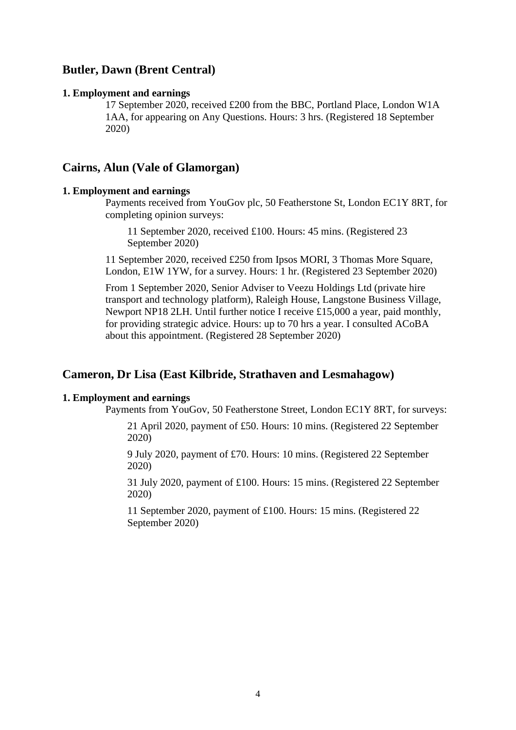## Butler, Dawn (Brent Central)

**1. Employment and earnings**

17 September 2020, received £200 from the BBC, Portland Place, London W1A 1AA, for appearing on Any Questions. Hours: 3 hrs. (Registered 18 September 2020)

## Cairns, Alun (Vale of Glamorgan)

**1. Employment and earnings**

Payments received from YouGov plc, 50 Featherstone St, London EC1Y 8RT, for completing opinion surveys:

> 11 September 2020, received £100. Hours: 45 mins. (Registered 23 September 2020)

11 September 2020, received £250 from Ipsos MORI, 3 Thomas More Square, London, E1W 1YW, for a survey. Hours: 1 hr. (Registered 23 September 2020)

From 1 September 2020, Senior Adviser to Veezu Holdings Ltd (private hire transport and technology platform), Raleigh House, Langstone Business Village, Newport NP18 2LH. Until further notice I receive £15,000 a year, paid monthly, for providing strategic advice. Hours: up to 70 hrs a year. I consulted ACoBA about this appointment. (Registered 28 September 2020)

## Cameron, Dr Lisa (East Kilbride, Strathaven and Lesmahagow)

**1. Employment and earnings**

Payments from YouGov, 50 Featherstone Street, London EC1Y 8RT, for surveys:

> 21 April 2020, payment of £50. Hours: 10 mins. (Registered 22 September 2020)
>
> 9 July 2020, payment of £70. Hours: 10 mins. (Registered 22 September 2020)
>
> 31 July 2020, payment of £100. Hours: 15 mins. (Registered 22 September 2020)
>
> 11 September 2020, payment of £100. Hours: 15 mins. (Registered 22 September 2020)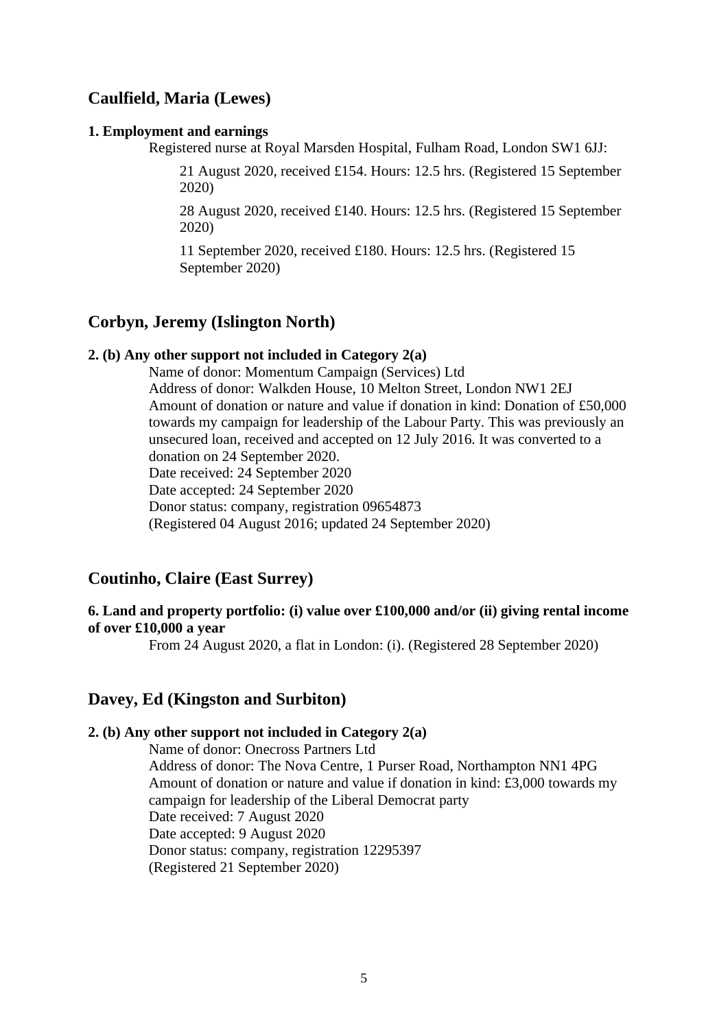## Caulfield, Maria (Lewes)

**1. Employment and earnings**

Registered nurse at Royal Marsden Hospital, Fulham Road, London SW1 6JJ:

21 August 2020, received £154. Hours: 12.5 hrs. (Registered 15 September 2020)

28 August 2020, received £140. Hours: 12.5 hrs. (Registered 15 September 2020)

11 September 2020, received £180. Hours: 12.5 hrs. (Registered 15 September 2020)

## Corbyn, Jeremy (Islington North)

**2. (b) Any other support not included in Category 2(a)**

Name of donor: Momentum Campaign (Services) Ltd
Address of donor: Walkden House, 10 Melton Street, London NW1 2EJ
Amount of donation or nature and value if donation in kind: Donation of £50,000 towards my campaign for leadership of the Labour Party. This was previously an unsecured loan, received and accepted on 12 July 2016. It was converted to a donation on 24 September 2020.
Date received: 24 September 2020
Date accepted: 24 September 2020
Donor status: company, registration 09654873
(Registered 04 August 2016; updated 24 September 2020)

## Coutinho, Claire (East Surrey)

**6. Land and property portfolio: (i) value over £100,000 and/or (ii) giving rental income of over £10,000 a year**

From 24 August 2020, a flat in London: (i). (Registered 28 September 2020)

## Davey, Ed (Kingston and Surbiton)

**2. (b) Any other support not included in Category 2(a)**

Name of donor: Onecross Partners Ltd
Address of donor: The Nova Centre, 1 Purser Road, Northampton NN1 4PG
Amount of donation or nature and value if donation in kind: £3,000 towards my campaign for leadership of the Liberal Democrat party
Date received: 7 August 2020
Date accepted: 9 August 2020
Donor status: company, registration 12295397
(Registered 21 September 2020)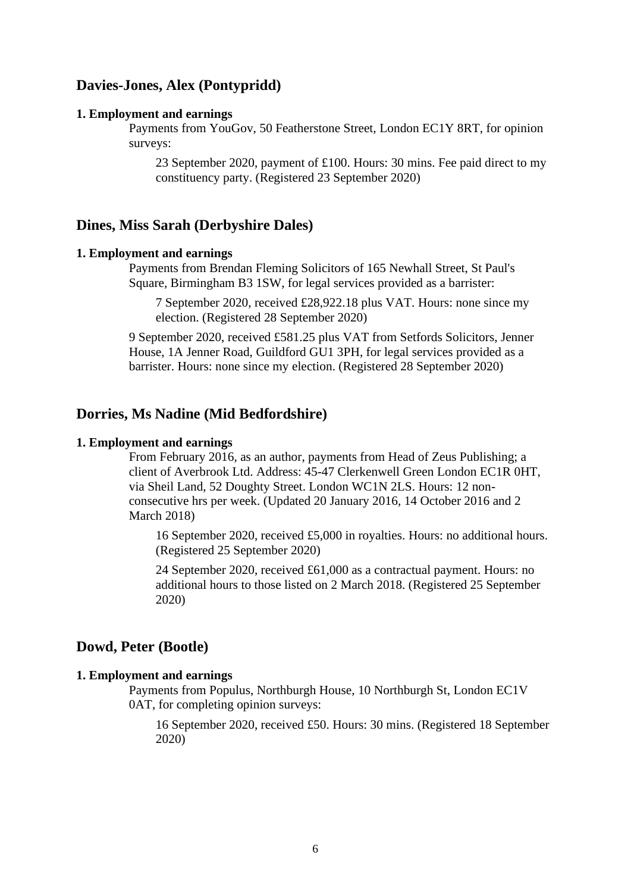## Davies-Jones, Alex (Pontypridd)

**1. Employment and earnings**

Payments from YouGov, 50 Featherstone Street, London EC1Y 8RT, for opinion surveys:

23 September 2020, payment of £100. Hours: 30 mins. Fee paid direct to my constituency party. (Registered 23 September 2020)

## Dines, Miss Sarah (Derbyshire Dales)

**1. Employment and earnings**

Payments from Brendan Fleming Solicitors of 165 Newhall Street, St Paul's Square, Birmingham B3 1SW, for legal services provided as a barrister:

7 September 2020, received £28,922.18 plus VAT. Hours: none since my election. (Registered 28 September 2020)

9 September 2020, received £581.25 plus VAT from Setfords Solicitors, Jenner House, 1A Jenner Road, Guildford GU1 3PH, for legal services provided as a barrister. Hours: none since my election. (Registered 28 September 2020)

## Dorries, Ms Nadine (Mid Bedfordshire)

**1. Employment and earnings**

From February 2016, as an author, payments from Head of Zeus Publishing; a client of Averbrook Ltd. Address: 45-47 Clerkenwell Green London EC1R 0HT, via Sheil Land, 52 Doughty Street. London WC1N 2LS. Hours: 12 non-consecutive hrs per week. (Updated 20 January 2016, 14 October 2016 and 2 March 2018)

16 September 2020, received £5,000 in royalties. Hours: no additional hours. (Registered 25 September 2020)

24 September 2020, received £61,000 as a contractual payment. Hours: no additional hours to those listed on 2 March 2018. (Registered 25 September 2020)

## Dowd, Peter (Bootle)

**1. Employment and earnings**

Payments from Populus, Northburgh House, 10 Northburgh St, London EC1V 0AT, for completing opinion surveys:

16 September 2020, received £50. Hours: 30 mins. (Registered 18 September 2020)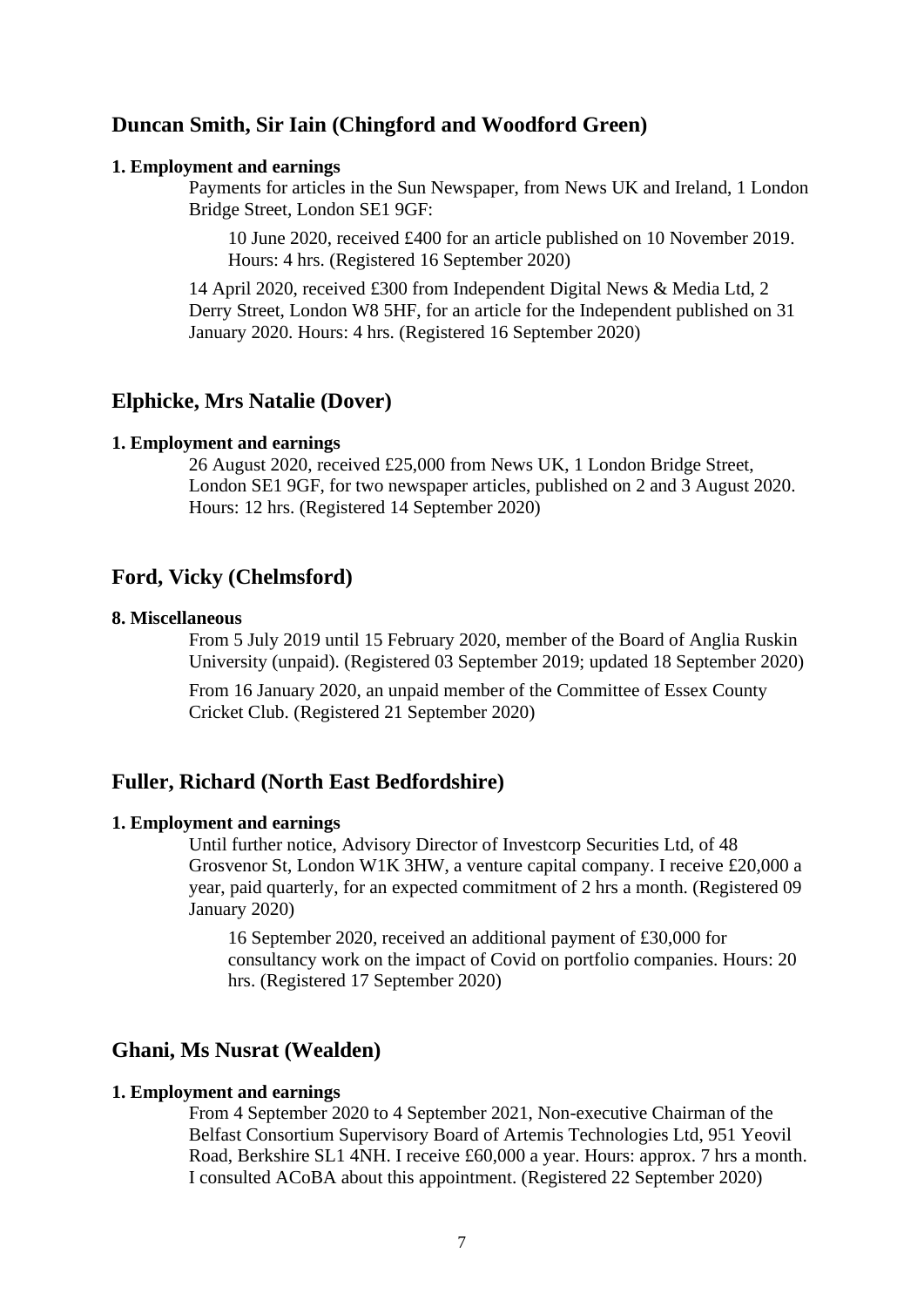## Duncan Smith, Sir Iain (Chingford and Woodford Green)

**1. Employment and earnings**

Payments for articles in the Sun Newspaper, from News UK and Ireland, 1 London Bridge Street, London SE1 9GF:

> 10 June 2020, received £400 for an article published on 10 November 2019. Hours: 4 hrs. (Registered 16 September 2020)

14 April 2020, received £300 from Independent Digital News & Media Ltd, 2 Derry Street, London W8 5HF, for an article for the Independent published on 31 January 2020. Hours: 4 hrs. (Registered 16 September 2020)

## Elphicke, Mrs Natalie (Dover)

**1. Employment and earnings**

26 August 2020, received £25,000 from News UK, 1 London Bridge Street, London SE1 9GF, for two newspaper articles, published on 2 and 3 August 2020. Hours: 12 hrs. (Registered 14 September 2020)

## Ford, Vicky (Chelmsford)

**8. Miscellaneous**

From 5 July 2019 until 15 February 2020, member of the Board of Anglia Ruskin University (unpaid). (Registered 03 September 2019; updated 18 September 2020)

From 16 January 2020, an unpaid member of the Committee of Essex County Cricket Club. (Registered 21 September 2020)

## Fuller, Richard (North East Bedfordshire)

**1. Employment and earnings**

Until further notice, Advisory Director of Investcorp Securities Ltd, of 48 Grosvenor St, London W1K 3HW, a venture capital company. I receive £20,000 a year, paid quarterly, for an expected commitment of 2 hrs a month. (Registered 09 January 2020)

> 16 September 2020, received an additional payment of £30,000 for consultancy work on the impact of Covid on portfolio companies. Hours: 20 hrs. (Registered 17 September 2020)

## Ghani, Ms Nusrat (Wealden)

**1. Employment and earnings**

From 4 September 2020 to 4 September 2021, Non-executive Chairman of the Belfast Consortium Supervisory Board of Artemis Technologies Ltd, 951 Yeovil Road, Berkshire SL1 4NH. I receive £60,000 a year. Hours: approx. 7 hrs a month. I consulted ACoBA about this appointment. (Registered 22 September 2020)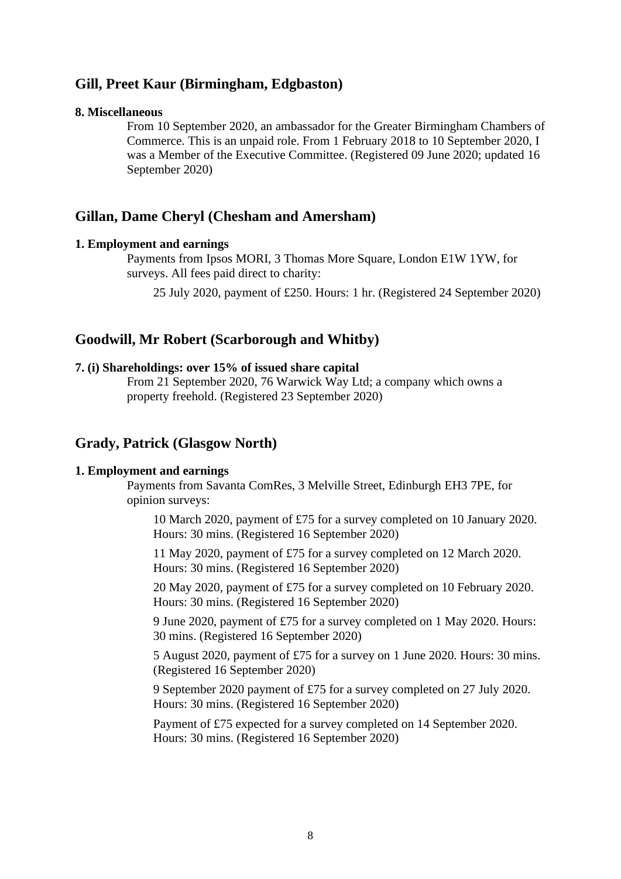## Gill, Preet Kaur (Birmingham, Edgbaston)

**8. Miscellaneous**

From 10 September 2020, an ambassador for the Greater Birmingham Chambers of Commerce. This is an unpaid role. From 1 February 2018 to 10 September 2020, I was a Member of the Executive Committee. (Registered 09 June 2020; updated 16 September 2020)

## Gillan, Dame Cheryl (Chesham and Amersham)

**1. Employment and earnings**

Payments from Ipsos MORI, 3 Thomas More Square, London E1W 1YW, for surveys. All fees paid direct to charity:

25 July 2020, payment of £250. Hours: 1 hr. (Registered 24 September 2020)

## Goodwill, Mr Robert (Scarborough and Whitby)

**7. (i) Shareholdings: over 15% of issued share capital**

From 21 September 2020, 76 Warwick Way Ltd; a company which owns a property freehold. (Registered 23 September 2020)

## Grady, Patrick (Glasgow North)

**1. Employment and earnings**

Payments from Savanta ComRes, 3 Melville Street, Edinburgh EH3 7PE, for opinion surveys:

10 March 2020, payment of £75 for a survey completed on 10 January 2020. Hours: 30 mins. (Registered 16 September 2020)

11 May 2020, payment of £75 for a survey completed on 12 March 2020. Hours: 30 mins. (Registered 16 September 2020)

20 May 2020, payment of £75 for a survey completed on 10 February 2020. Hours: 30 mins. (Registered 16 September 2020)

9 June 2020, payment of £75 for a survey completed on 1 May 2020. Hours: 30 mins. (Registered 16 September 2020)

5 August 2020, payment of £75 for a survey on 1 June 2020. Hours: 30 mins. (Registered 16 September 2020)

9 September 2020 payment of £75 for a survey completed on 27 July 2020. Hours: 30 mins. (Registered 16 September 2020)

Payment of £75 expected for a survey completed on 14 September 2020. Hours: 30 mins. (Registered 16 September 2020)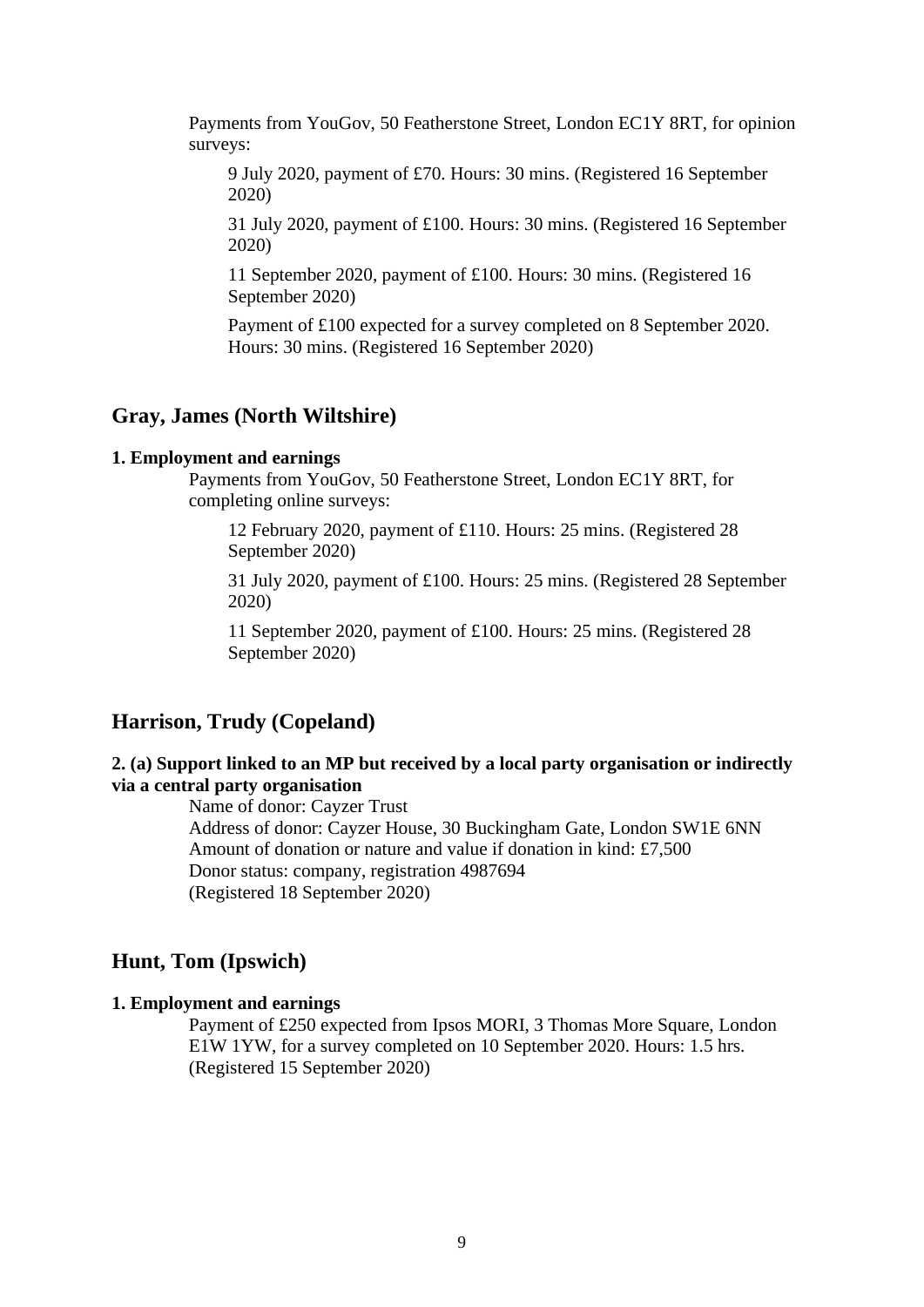Payments from YouGov, 50 Featherstone Street, London EC1Y 8RT, for opinion surveys:

9 July 2020, payment of £70. Hours: 30 mins. (Registered 16 September 2020)

31 July 2020, payment of £100. Hours: 30 mins. (Registered 16 September 2020)

11 September 2020, payment of £100. Hours: 30 mins. (Registered 16 September 2020)

Payment of £100 expected for a survey completed on 8 September 2020. Hours: 30 mins. (Registered 16 September 2020)

## Gray, James (North Wiltshire)

**1. Employment and earnings**

Payments from YouGov, 50 Featherstone Street, London EC1Y 8RT, for completing online surveys:

12 February 2020, payment of £110. Hours: 25 mins. (Registered 28 September 2020)

31 July 2020, payment of £100. Hours: 25 mins. (Registered 28 September 2020)

11 September 2020, payment of £100. Hours: 25 mins. (Registered 28 September 2020)

## Harrison, Trudy (Copeland)

**2. (a) Support linked to an MP but received by a local party organisation or indirectly via a central party organisation**

Name of donor: Cayzer Trust
Address of donor: Cayzer House, 30 Buckingham Gate, London SW1E 6NN
Amount of donation or nature and value if donation in kind: £7,500
Donor status: company, registration 4987694
(Registered 18 September 2020)

## Hunt, Tom (Ipswich)

**1. Employment and earnings**

Payment of £250 expected from Ipsos MORI, 3 Thomas More Square, London E1W 1YW, for a survey completed on 10 September 2020. Hours: 1.5 hrs. (Registered 15 September 2020)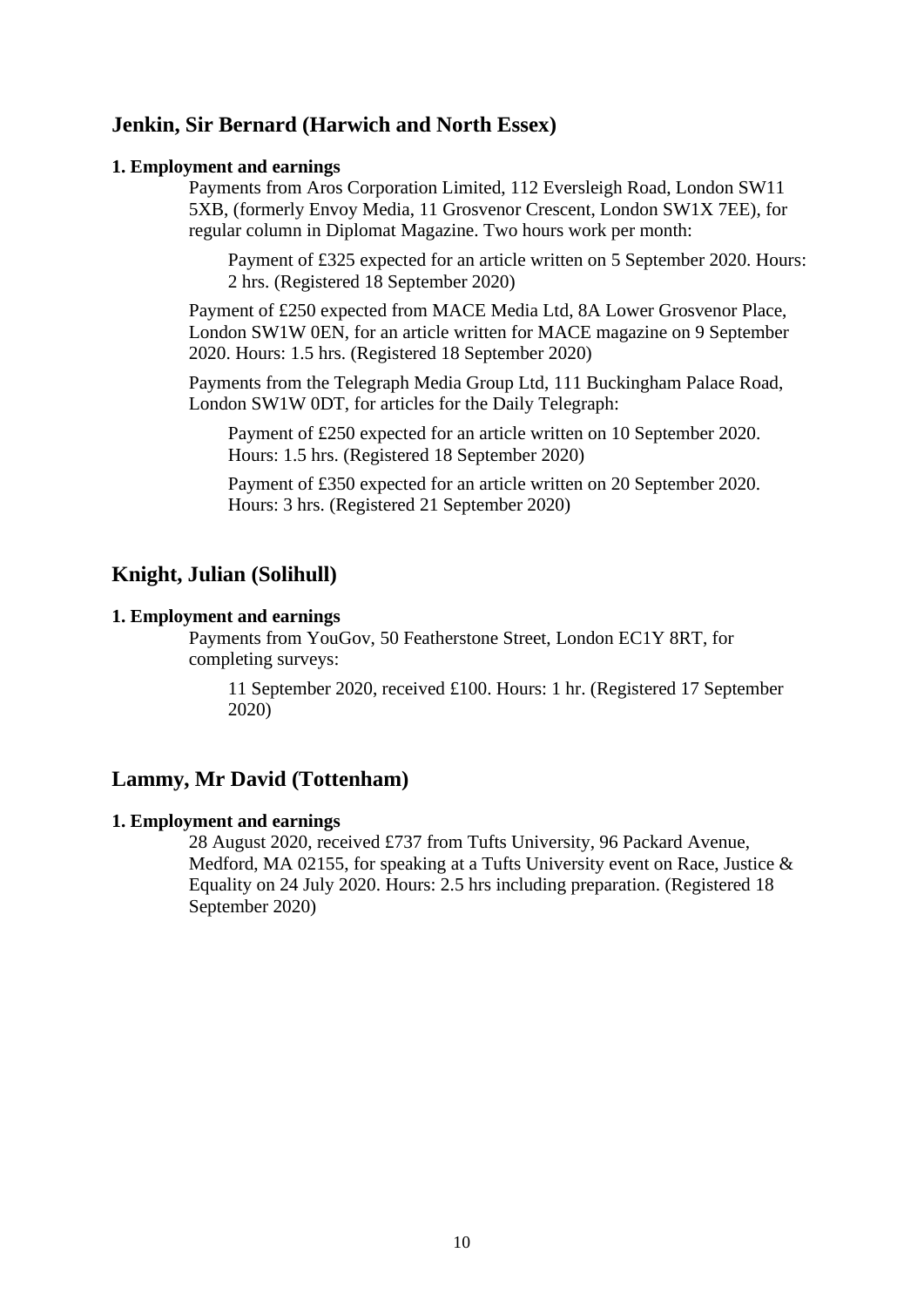## Jenkin, Sir Bernard (Harwich and North Essex)

**1. Employment and earnings**

Payments from Aros Corporation Limited, 112 Eversleigh Road, London SW11 5XB, (formerly Envoy Media, 11 Grosvenor Crescent, London SW1X 7EE), for regular column in Diplomat Magazine. Two hours work per month:

> Payment of £325 expected for an article written on 5 September 2020. Hours: 2 hrs. (Registered 18 September 2020)

Payment of £250 expected from MACE Media Ltd, 8A Lower Grosvenor Place, London SW1W 0EN, for an article written for MACE magazine on 9 September 2020. Hours: 1.5 hrs. (Registered 18 September 2020)

Payments from the Telegraph Media Group Ltd, 111 Buckingham Palace Road, London SW1W 0DT, for articles for the Daily Telegraph:

> Payment of £250 expected for an article written on 10 September 2020. Hours: 1.5 hrs. (Registered 18 September 2020)
>
> Payment of £350 expected for an article written on 20 September 2020. Hours: 3 hrs. (Registered 21 September 2020)

## Knight, Julian (Solihull)

**1. Employment and earnings**

Payments from YouGov, 50 Featherstone Street, London EC1Y 8RT, for completing surveys:

> 11 September 2020, received £100. Hours: 1 hr. (Registered 17 September 2020)

## Lammy, Mr David (Tottenham)

**1. Employment and earnings**

28 August 2020, received £737 from Tufts University, 96 Packard Avenue, Medford, MA 02155, for speaking at a Tufts University event on Race, Justice & Equality on 24 July 2020. Hours: 2.5 hrs including preparation. (Registered 18 September 2020)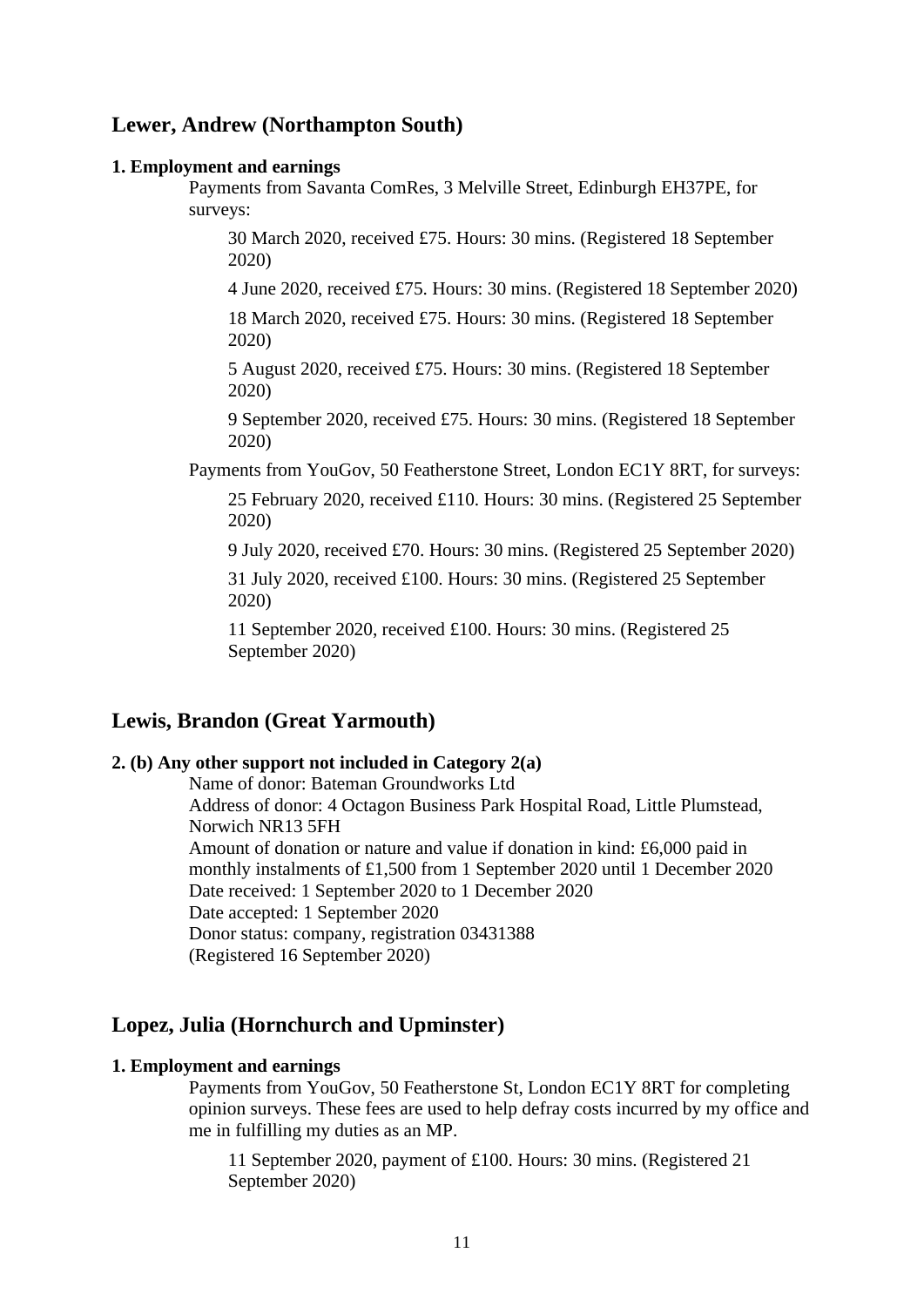## Lewer, Andrew (Northampton South)

**1. Employment and earnings**

Payments from Savanta ComRes, 3 Melville Street, Edinburgh EH37PE, for surveys:

30 March 2020, received £75. Hours: 30 mins. (Registered 18 September 2020)

4 June 2020, received £75. Hours: 30 mins. (Registered 18 September 2020)

18 March 2020, received £75. Hours: 30 mins. (Registered 18 September 2020)

5 August 2020, received £75. Hours: 30 mins. (Registered 18 September 2020)

9 September 2020, received £75. Hours: 30 mins. (Registered 18 September 2020)

Payments from YouGov, 50 Featherstone Street, London EC1Y 8RT, for surveys:

25 February 2020, received £110. Hours: 30 mins. (Registered 25 September 2020)

9 July 2020, received £70. Hours: 30 mins. (Registered 25 September 2020)

31 July 2020, received £100. Hours: 30 mins. (Registered 25 September 2020)

11 September 2020, received £100. Hours: 30 mins. (Registered 25 September 2020)

## Lewis, Brandon (Great Yarmouth)

**2. (b) Any other support not included in Category 2(a)**

Name of donor: Bateman Groundworks Ltd
Address of donor: 4 Octagon Business Park Hospital Road, Little Plumstead, Norwich NR13 5FH
Amount of donation or nature and value if donation in kind: £6,000 paid in monthly instalments of £1,500 from 1 September 2020 until 1 December 2020
Date received: 1 September 2020 to 1 December 2020
Date accepted: 1 September 2020
Donor status: company, registration 03431388
(Registered 16 September 2020)

## Lopez, Julia (Hornchurch and Upminster)

**1. Employment and earnings**

Payments from YouGov, 50 Featherstone St, London EC1Y 8RT for completing opinion surveys. These fees are used to help defray costs incurred by my office and me in fulfilling my duties as an MP.

11 September 2020, payment of £100. Hours: 30 mins. (Registered 21 September 2020)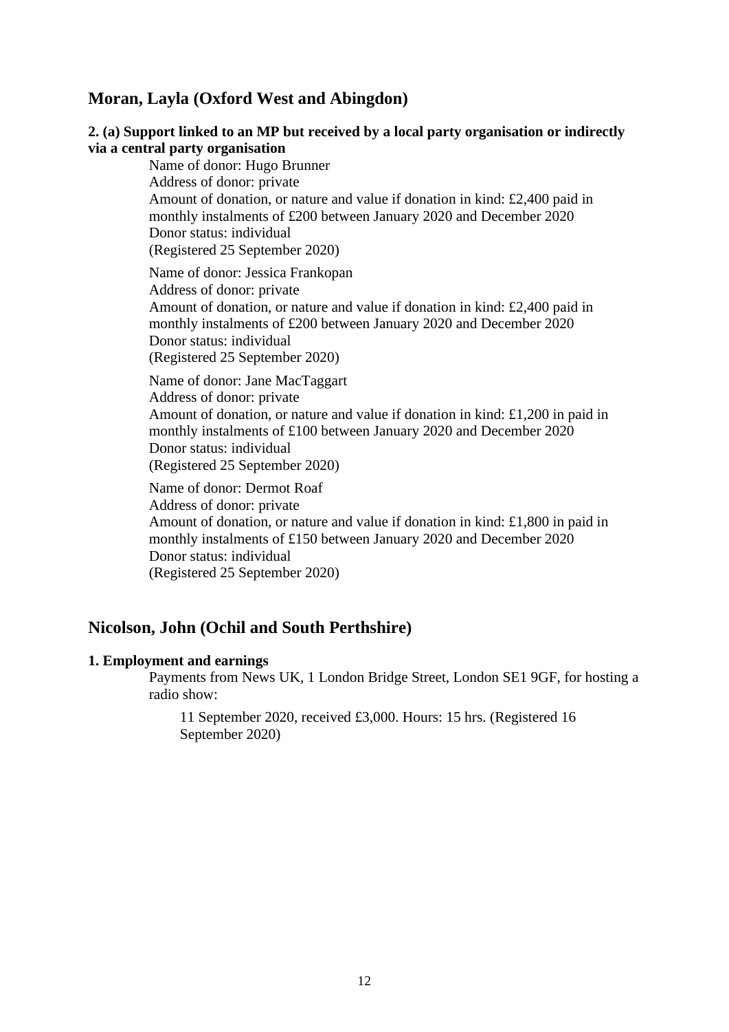## Moran, Layla (Oxford West and Abingdon)

**2. (a) Support linked to an MP but received by a local party organisation or indirectly via a central party organisation**

Name of donor: Hugo Brunner
Address of donor: private
Amount of donation, or nature and value if donation in kind: £2,400 paid in monthly instalments of £200 between January 2020 and December 2020
Donor status: individual
(Registered 25 September 2020)

Name of donor: Jessica Frankopan
Address of donor: private
Amount of donation, or nature and value if donation in kind: £2,400 paid in monthly instalments of £200 between January 2020 and December 2020
Donor status: individual
(Registered 25 September 2020)

Name of donor: Jane MacTaggart
Address of donor: private
Amount of donation, or nature and value if donation in kind: £1,200 in paid in monthly instalments of £100 between January 2020 and December 2020
Donor status: individual
(Registered 25 September 2020)

Name of donor: Dermot Roaf
Address of donor: private
Amount of donation, or nature and value if donation in kind: £1,800 in paid in monthly instalments of £150 between January 2020 and December 2020
Donor status: individual
(Registered 25 September 2020)

## Nicolson, John (Ochil and South Perthshire)

**1. Employment and earnings**

Payments from News UK, 1 London Bridge Street, London SE1 9GF, for hosting a radio show:

11 September 2020, received £3,000. Hours: 15 hrs. (Registered 16 September 2020)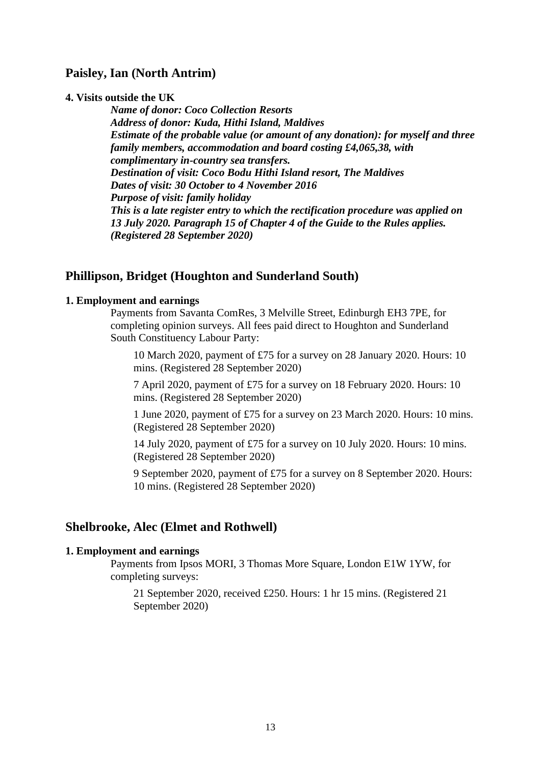## Paisley, Ian (North Antrim)

**4. Visits outside the UK**

***Name of donor: Coco Collection Resorts***
***Address of donor: Kuda, Hithi Island, Maldives***
***Estimate of the probable value (or amount of any donation): for myself and three family members, accommodation and board costing £4,065,38, with complimentary in-country sea transfers.***
***Destination of visit: Coco Bodu Hithi Island resort, The Maldives***
***Dates of visit: 30 October to 4 November 2016***
***Purpose of visit: family holiday***
***This is a late register entry to which the rectification procedure was applied on 13 July 2020. Paragraph 15 of Chapter 4 of the Guide to the Rules applies. (Registered 28 September 2020)***

## Phillipson, Bridget (Houghton and Sunderland South)

**1. Employment and earnings**

Payments from Savanta ComRes, 3 Melville Street, Edinburgh EH3 7PE, for completing opinion surveys. All fees paid direct to Houghton and Sunderland South Constituency Labour Party:

10 March 2020, payment of £75 for a survey on 28 January 2020. Hours: 10 mins. (Registered 28 September 2020)

7 April 2020, payment of £75 for a survey on 18 February 2020. Hours: 10 mins. (Registered 28 September 2020)

1 June 2020, payment of £75 for a survey on 23 March 2020. Hours: 10 mins. (Registered 28 September 2020)

14 July 2020, payment of £75 for a survey on 10 July 2020. Hours: 10 mins. (Registered 28 September 2020)

9 September 2020, payment of £75 for a survey on 8 September 2020. Hours: 10 mins. (Registered 28 September 2020)

## Shelbrooke, Alec (Elmet and Rothwell)

**1. Employment and earnings**

Payments from Ipsos MORI, 3 Thomas More Square, London E1W 1YW, for completing surveys:

21 September 2020, received £250. Hours: 1 hr 15 mins. (Registered 21 September 2020)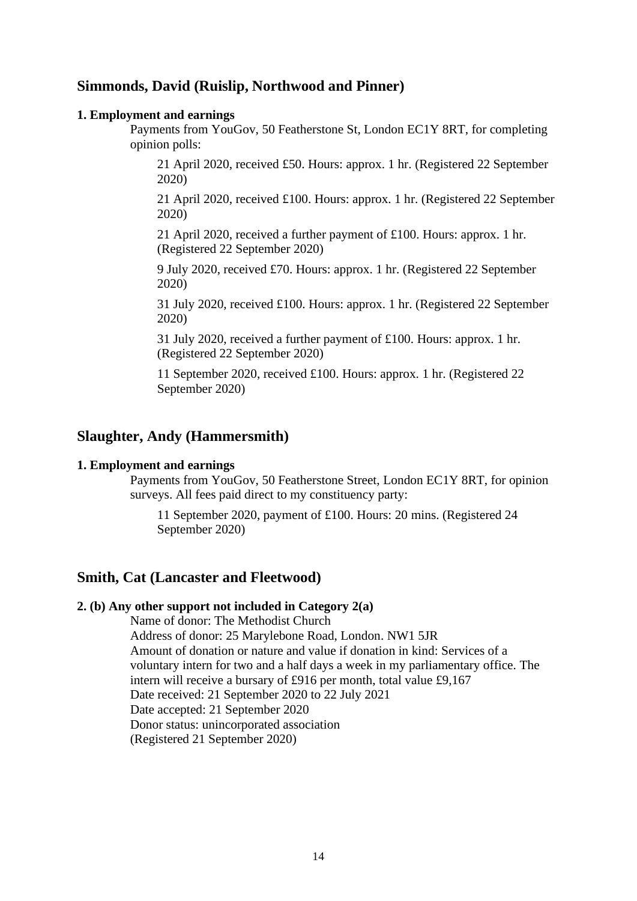## Simmonds, David (Ruislip, Northwood and Pinner)

**1. Employment and earnings**

Payments from YouGov, 50 Featherstone St, London EC1Y 8RT, for completing opinion polls:

21 April 2020, received £50. Hours: approx. 1 hr. (Registered 22 September 2020)

21 April 2020, received £100. Hours: approx. 1 hr. (Registered 22 September 2020)

21 April 2020, received a further payment of £100. Hours: approx. 1 hr. (Registered 22 September 2020)

9 July 2020, received £70. Hours: approx. 1 hr. (Registered 22 September 2020)

31 July 2020, received £100. Hours: approx. 1 hr. (Registered 22 September 2020)

31 July 2020, received a further payment of £100. Hours: approx. 1 hr. (Registered 22 September 2020)

11 September 2020, received £100. Hours: approx. 1 hr. (Registered 22 September 2020)

## Slaughter, Andy (Hammersmith)

**1. Employment and earnings**

Payments from YouGov, 50 Featherstone Street, London EC1Y 8RT, for opinion surveys. All fees paid direct to my constituency party:

11 September 2020, payment of £100. Hours: 20 mins. (Registered 24 September 2020)

## Smith, Cat (Lancaster and Fleetwood)

**2. (b) Any other support not included in Category 2(a)**

Name of donor: The Methodist Church
Address of donor: 25 Marylebone Road, London. NW1 5JR
Amount of donation or nature and value if donation in kind: Services of a voluntary intern for two and a half days a week in my parliamentary office. The intern will receive a bursary of £916 per month, total value £9,167
Date received: 21 September 2020 to 22 July 2021
Date accepted: 21 September 2020
Donor status: unincorporated association
(Registered 21 September 2020)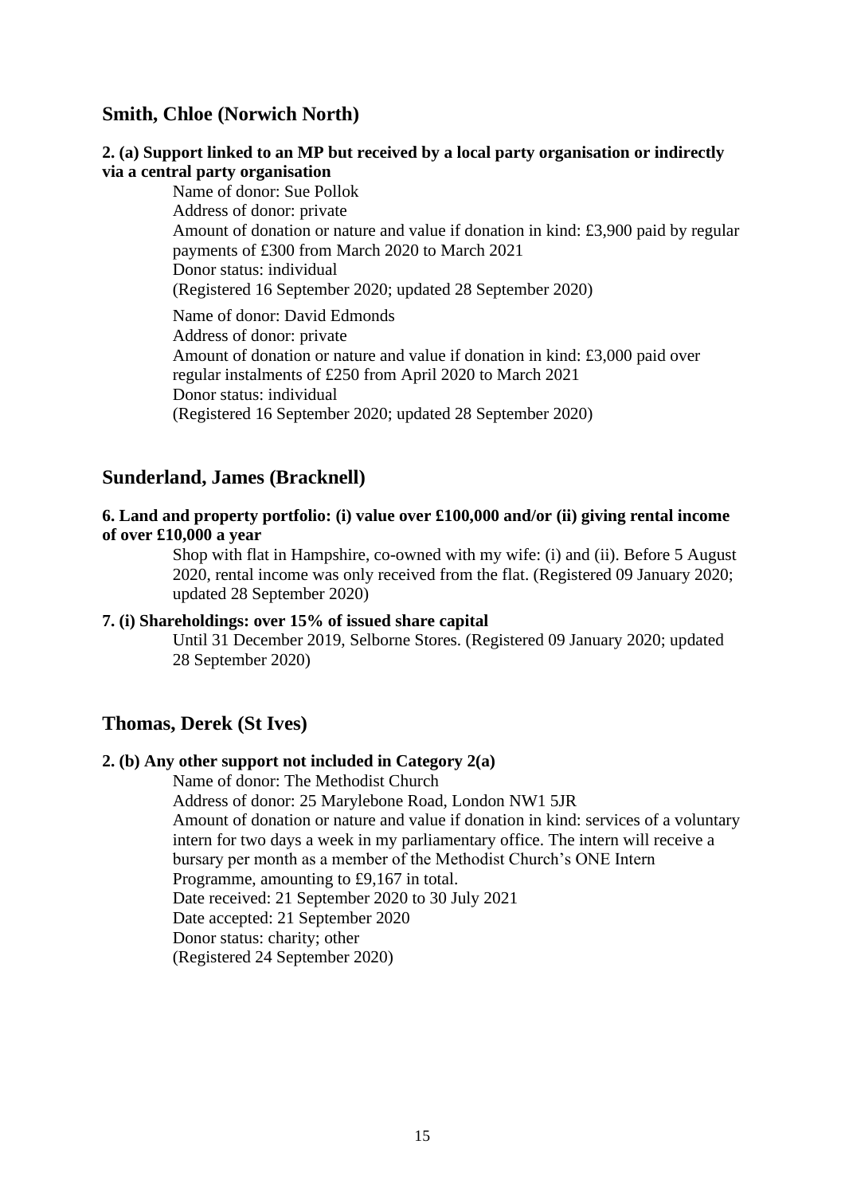## Smith, Chloe (Norwich North)

**2. (a) Support linked to an MP but received by a local party organisation or indirectly via a central party organisation**

Name of donor: Sue Pollok
Address of donor: private
Amount of donation or nature and value if donation in kind: £3,900 paid by regular payments of £300 from March 2020 to March 2021
Donor status: individual
(Registered 16 September 2020; updated 28 September 2020)

Name of donor: David Edmonds
Address of donor: private
Amount of donation or nature and value if donation in kind: £3,000 paid over regular instalments of £250 from April 2020 to March 2021
Donor status: individual
(Registered 16 September 2020; updated 28 September 2020)

## Sunderland, James (Bracknell)

**6. Land and property portfolio: (i) value over £100,000 and/or (ii) giving rental income of over £10,000 a year**

Shop with flat in Hampshire, co-owned with my wife: (i) and (ii). Before 5 August 2020, rental income was only received from the flat. (Registered 09 January 2020; updated 28 September 2020)

**7. (i) Shareholdings: over 15% of issued share capital**

Until 31 December 2019, Selborne Stores. (Registered 09 January 2020; updated 28 September 2020)

## Thomas, Derek (St Ives)

**2. (b) Any other support not included in Category 2(a)**

Name of donor: The Methodist Church
Address of donor: 25 Marylebone Road, London NW1 5JR
Amount of donation or nature and value if donation in kind: services of a voluntary intern for two days a week in my parliamentary office. The intern will receive a bursary per month as a member of the Methodist Church's ONE Intern Programme, amounting to £9,167 in total.
Date received: 21 September 2020 to 30 July 2021
Date accepted: 21 September 2020
Donor status: charity; other
(Registered 24 September 2020)